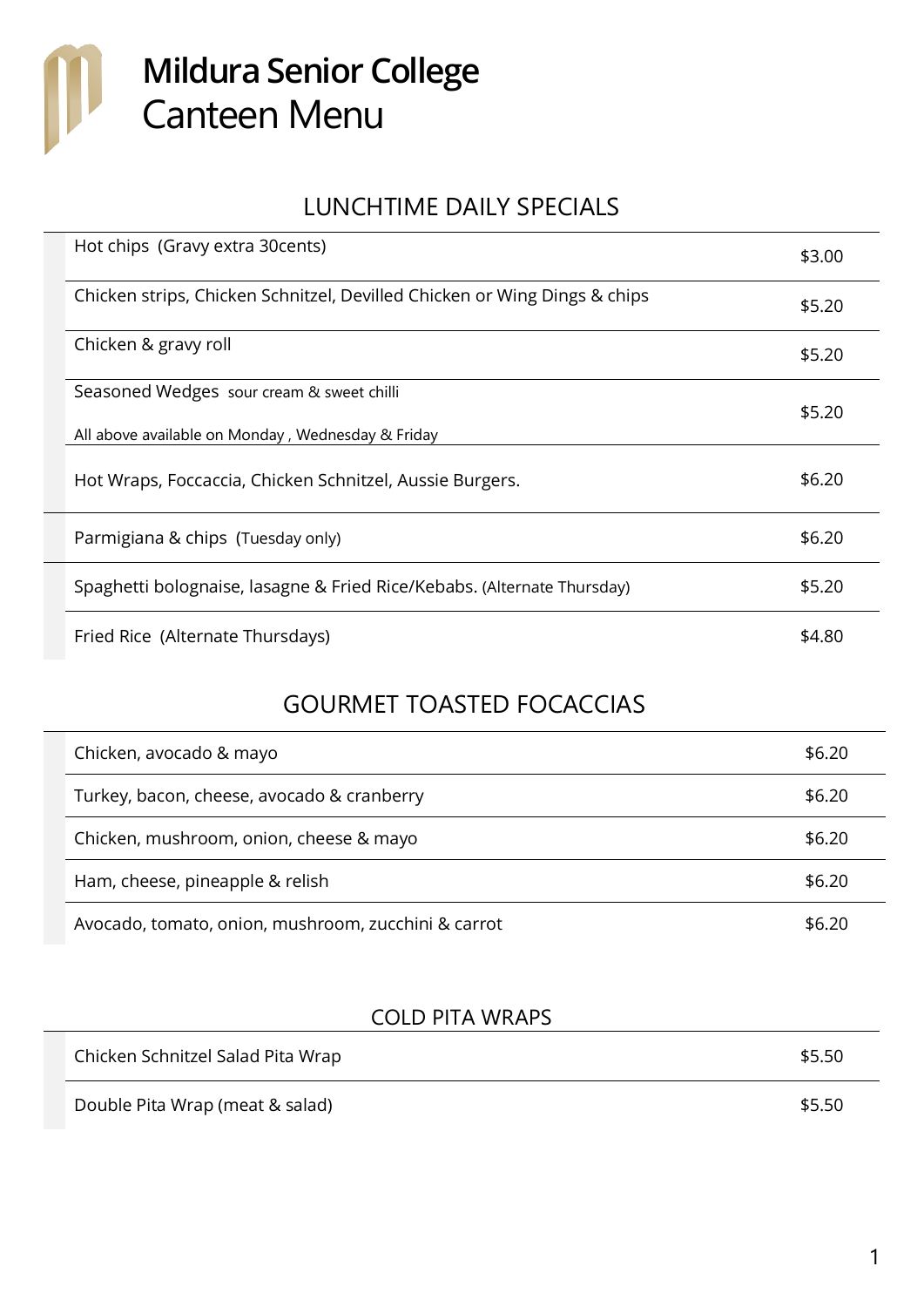# Mildura Senior College
## Canteen Menu

### LUNCHTIME DAILY SPECIALS

| | |
|---|---|
| Hot chips (Gravy extra 30cents) | $3.00 |
| Chicken strips, Chicken Schnitzel, Devilled Chicken or Wing Dings & chips | $5.20 |
| Chicken & gravy roll | $5.20 |
| Seasoned Wedges sour cream & sweet chilli<br>All above available on Monday , Wednesday & Friday | $5.20 |
| Hot Wraps, Foccaccia, Chicken Schnitzel, Aussie Burgers. | $6.20 |
| Parmigiana & chips (Tuesday only) | $6.20 |
| Spaghetti bolognaise, lasagne & Fried Rice/Kebabs. (Alternate Thursday) | $5.20 |
| Fried Rice (Alternate Thursdays) | $4.80 |

### GOURMET TOASTED FOCACCIAS

| | |
|---|---|
| Chicken, avocado & mayo | $6.20 |
| Turkey, bacon, cheese, avocado & cranberry | $6.20 |
| Chicken, mushroom, onion, cheese & mayo | $6.20 |
| Ham, cheese, pineapple & relish | $6.20 |
| Avocado, tomato, onion, mushroom, zucchini & carrot | $6.20 |

### COLD PITA WRAPS

| | |
|---|---|
| Chicken Schnitzel Salad Pita Wrap | $5.50 |
| Double Pita Wrap (meat & salad) | $5.50 |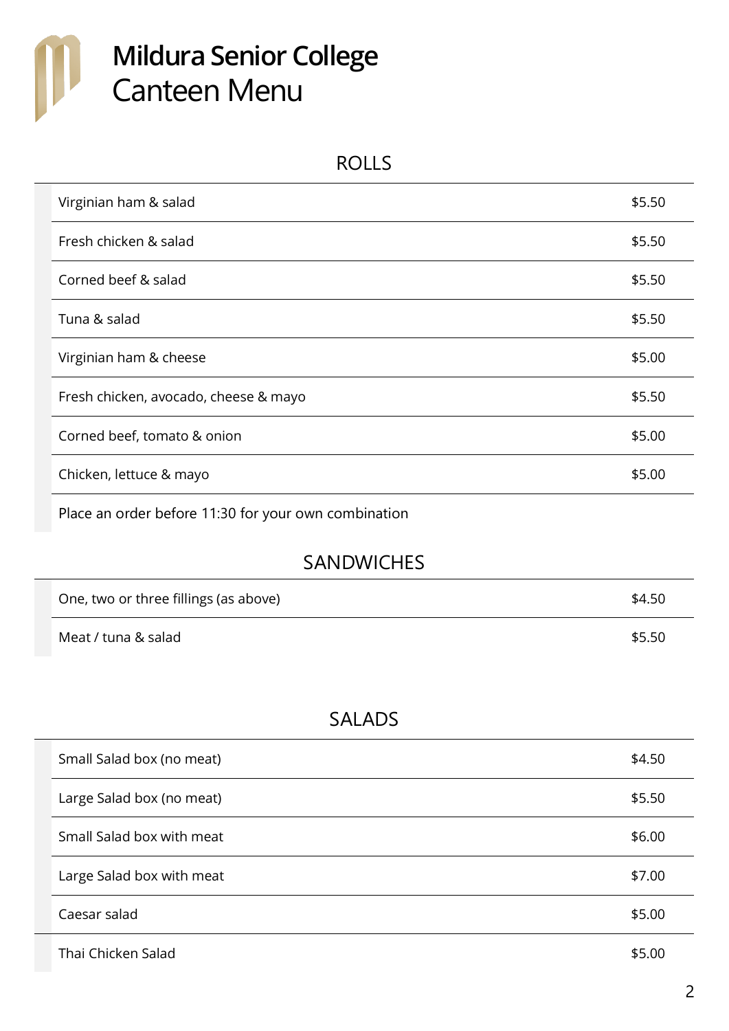# Mildura Senior College
## Canteen Menu

## ROLLS

| | |
|---|---|
| Virginian ham & salad | $5.50 |
| Fresh chicken & salad | $5.50 |
| Corned beef & salad | $5.50 |
| Tuna & salad | $5.50 |
| Virginian ham & cheese | $5.00 |
| Fresh chicken, avocado, cheese & mayo | $5.50 |
| Corned beef, tomato & onion | $5.00 |
| Chicken, lettuce & mayo | $5.00 |

Place an order before 11:30 for your own combination

## SANDWICHES

| | |
|---|---|
| One, two or three fillings (as above) | $4.50 |
| Meat / tuna & salad | $5.50 |

## SALADS

| | |
|---|---|
| Small Salad box (no meat) | $4.50 |
| Large Salad box (no meat) | $5.50 |
| Small Salad box with meat | $6.00 |
| Large Salad box with meat | $7.00 |
| Caesar salad | $5.00 |
| Thai Chicken Salad | $5.00 |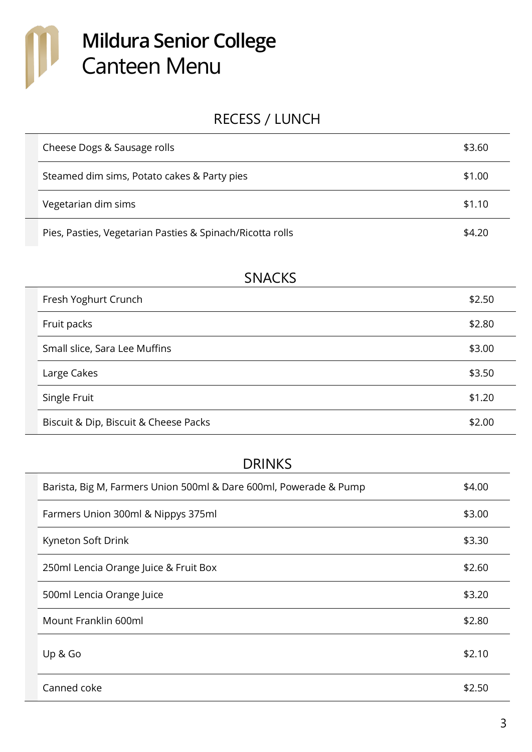# Mildura Senior College
## Canteen Menu

### RECESS / LUNCH

| | |
|---|---|
| Cheese Dogs & Sausage rolls | $3.60 |
| Steamed dim sims, Potato cakes & Party pies | $1.00 |
| Vegetarian dim sims | $1.10 |
| Pies, Pasties, Vegetarian Pasties & Spinach/Ricotta rolls | $4.20 |

### SNACKS

| | |
|---|---|
| Fresh Yoghurt Crunch | $2.50 |
| Fruit packs | $2.80 |
| Small slice, Sara Lee Muffins | $3.00 |
| Large Cakes | $3.50 |
| Single Fruit | $1.20 |
| Biscuit & Dip, Biscuit & Cheese Packs | $2.00 |

### DRINKS

| | |
|---|---|
| Barista, Big M, Farmers Union 500ml & Dare 600ml, Powerade & Pump | $4.00 |
| Farmers Union 300ml & Nippys 375ml | $3.00 |
| Kyneton Soft Drink | $3.30 |
| 250ml Lencia Orange Juice & Fruit Box | $2.60 |
| 500ml Lencia Orange Juice | $3.20 |
| Mount Franklin 600ml | $2.80 |
| Up & Go | $2.10 |
| Canned coke | $2.50 |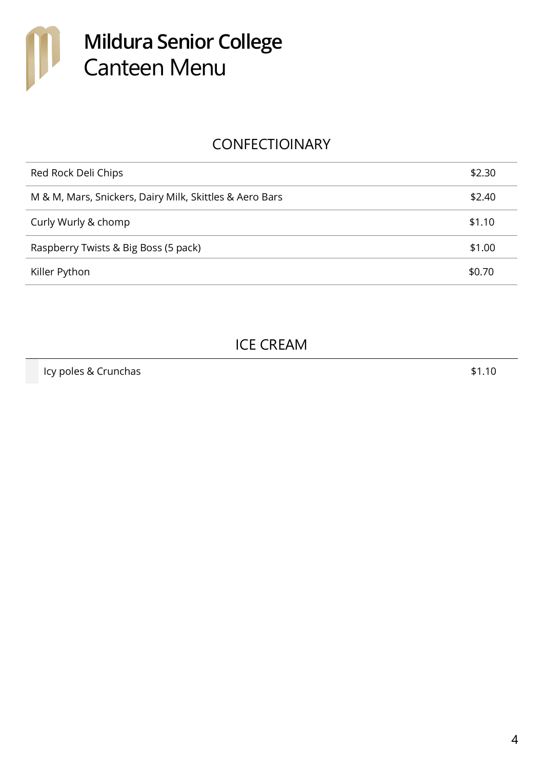# Mildura Senior College
Canteen Menu

## CONFECTIOINARY

| | |
|---|---|
| Red Rock Deli Chips | $2.30 |
| M & M, Mars, Snickers, Dairy Milk, Skittles & Aero Bars | $2.40 |
| Curly Wurly & chomp | $1.10 |
| Raspberry Twists & Big Boss (5 pack) | $1.00 |
| Killer Python | $0.70 |

## ICE CREAM

| | |
|---|---|
| Icy poles & Crunchas | $1.10 |